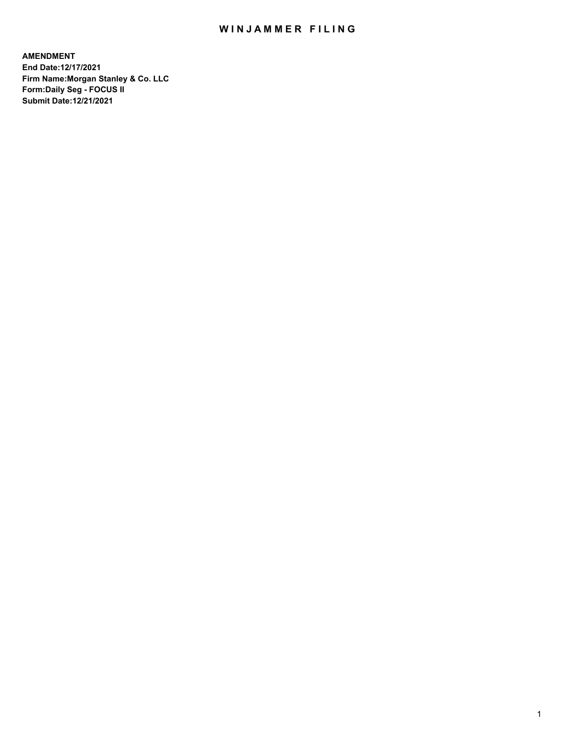# WINJAMMER FILING

**AMENDMENT**
**End Date:12/17/2021**
**Firm Name:Morgan Stanley & Co. LLC**
**Form:Daily Seg - FOCUS II**
**Submit Date:12/21/2021**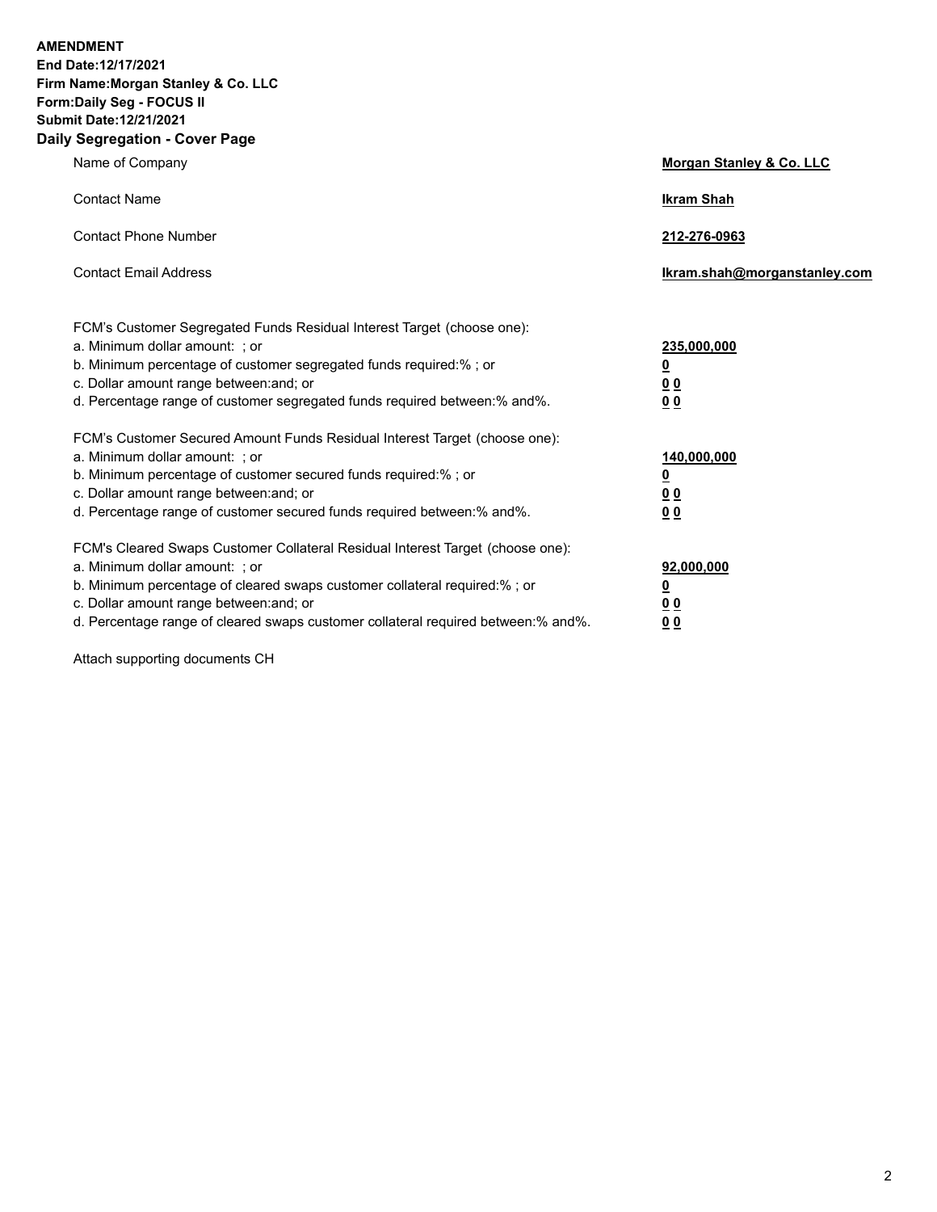**AMENDMENT**
**End Date:12/17/2021**
**Firm Name:Morgan Stanley & Co. LLC**
**Form:Daily Seg - FOCUS II**
**Submit Date:12/21/2021**

## Daily Segregation - Cover Page

| | |
|---|---|
| Name of Company | **Morgan Stanley & Co. LLC** |
| Contact Name | **Ikram Shah** |
| Contact Phone Number | **212-276-0963** |
| Contact Email Address | **Ikram.shah@morganstanley.com** |

| | |
|---|---|
| FCM's Customer Segregated Funds Residual Interest Target (choose one): | |
| a. Minimum dollar amount: ; or | **235,000,000** |
| b. Minimum percentage of customer segregated funds required:% ; or | **0** |
| c. Dollar amount range between:and; or | **0 0** |
| d. Percentage range of customer segregated funds required between:% and%. | **0 0** |
| FCM's Customer Secured Amount Funds Residual Interest Target (choose one): | |
| a. Minimum dollar amount: ; or | **140,000,000** |
| b. Minimum percentage of customer secured funds required:% ; or | **0** |
| c. Dollar amount range between:and; or | **0 0** |
| d. Percentage range of customer secured funds required between:% and%. | **0 0** |
| FCM's Cleared Swaps Customer Collateral Residual Interest Target (choose one): | |
| a. Minimum dollar amount: ; or | **92,000,000** |
| b. Minimum percentage of cleared swaps customer collateral required:% ; or | **0** |
| c. Dollar amount range between:and; or | **0 0** |
| d. Percentage range of cleared swaps customer collateral required between:% and%. | **0 0** |

Attach supporting documents CH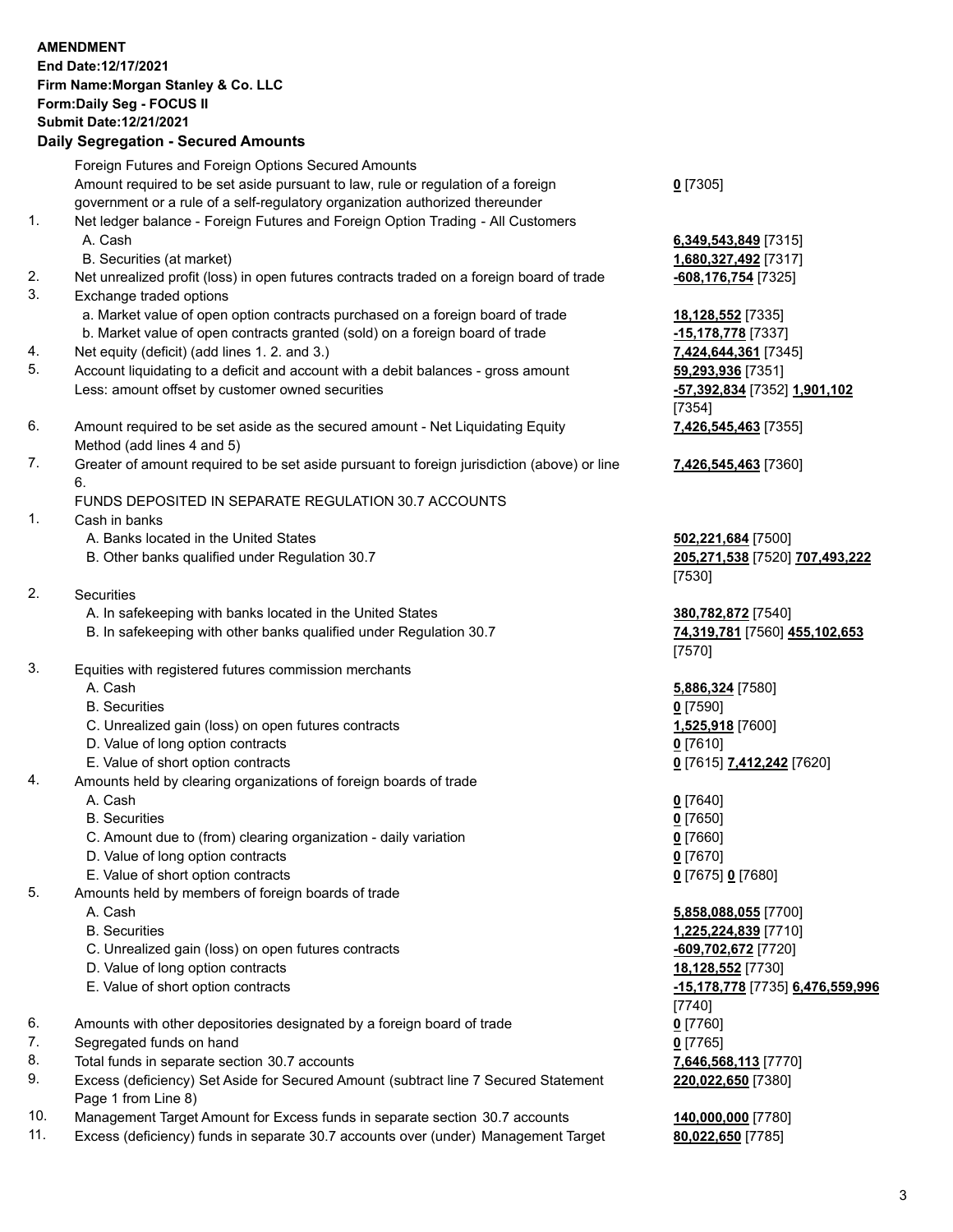**AMENDMENT**
**End Date:12/17/2021**
**Firm Name:Morgan Stanley & Co. LLC**
**Form:Daily Seg - FOCUS II**
**Submit Date:12/21/2021**

## Daily Segregation - Secured Amounts

| | | |
|---|---|---|
| | Foreign Futures and Foreign Options Secured Amounts | |
| | Amount required to be set aside pursuant to law, rule or regulation of a foreign government or a rule of a self-regulatory organization authorized thereunder | **0** [7305] |
| 1. | Net ledger balance - Foreign Futures and Foreign Option Trading - All Customers | |
| | A. Cash | **6,349,543,849** [7315] |
| | B. Securities (at market) | **1,680,327,492** [7317] |
| 2. | Net unrealized profit (loss) in open futures contracts traded on a foreign board of trade | **-608,176,754** [7325] |
| 3. | Exchange traded options | |
| | a. Market value of open option contracts purchased on a foreign board of trade | **18,128,552** [7335] |
| | b. Market value of open contracts granted (sold) on a foreign board of trade | **-15,178,778** [7337] |
| 4. | Net equity (deficit) (add lines 1. 2. and 3.) | **7,424,644,361** [7345] |
| 5. | Account liquidating to a deficit and account with a debit balances - gross amount | **59,293,936** [7351] |
| | Less: amount offset by customer owned securities | **-57,392,834** [7352] **1,901,102** [7354] |
| 6. | Amount required to be set aside as the secured amount - Net Liquidating Equity Method (add lines 4 and 5) | **7,426,545,463** [7355] |
| 7. | Greater of amount required to be set aside pursuant to foreign jurisdiction (above) or line 6. | **7,426,545,463** [7360] |
| | FUNDS DEPOSITED IN SEPARATE REGULATION 30.7 ACCOUNTS | |
| 1. | Cash in banks | |
| | A. Banks located in the United States | **502,221,684** [7500] |
| | B. Other banks qualified under Regulation 30.7 | **205,271,538** [7520] **707,493,222** [7530] |
| 2. | Securities | |
| | A. In safekeeping with banks located in the United States | **380,782,872** [7540] |
| | B. In safekeeping with other banks qualified under Regulation 30.7 | **74,319,781** [7560] **455,102,653** [7570] |
| 3. | Equities with registered futures commission merchants | |
| | A. Cash | **5,886,324** [7580] |
| | B. Securities | **0** [7590] |
| | C. Unrealized gain (loss) on open futures contracts | **1,525,918** [7600] |
| | D. Value of long option contracts | **0** [7610] |
| | E. Value of short option contracts | **0** [7615] **7,412,242** [7620] |
| 4. | Amounts held by clearing organizations of foreign boards of trade | |
| | A. Cash | **0** [7640] |
| | B. Securities | **0** [7650] |
| | C. Amount due to (from) clearing organization - daily variation | **0** [7660] |
| | D. Value of long option contracts | **0** [7670] |
| | E. Value of short option contracts | **0** [7675] **0** [7680] |
| 5. | Amounts held by members of foreign boards of trade | |
| | A. Cash | **5,858,088,055** [7700] |
| | B. Securities | **1,225,224,839** [7710] |
| | C. Unrealized gain (loss) on open futures contracts | **-609,702,672** [7720] |
| | D. Value of long option contracts | **18,128,552** [7730] |
| | E. Value of short option contracts | **-15,178,778** [7735] **6,476,559,996** [7740] |
| 6. | Amounts with other depositories designated by a foreign board of trade | **0** [7760] |
| 7. | Segregated funds on hand | **0** [7765] |
| 8. | Total funds in separate section 30.7 accounts | **7,646,568,113** [7770] |
| 9. | Excess (deficiency) Set Aside for Secured Amount (subtract line 7 Secured Statement Page 1 from Line 8) | **220,022,650** [7380] |
| 10. | Management Target Amount for Excess funds in separate section 30.7 accounts | **140,000,000** [7780] |
| 11. | Excess (deficiency) funds in separate 30.7 accounts over (under) Management Target | **80,022,650** [7785] |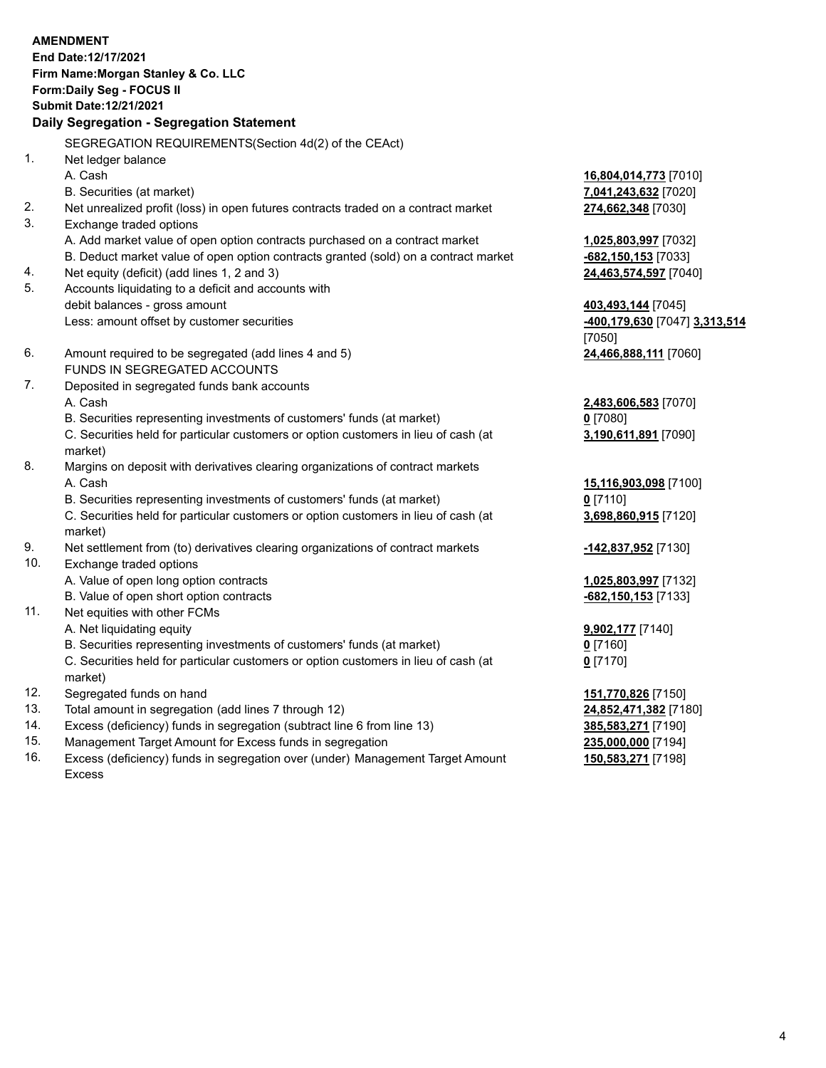**AMENDMENT**
**End Date:12/17/2021**
**Firm Name:Morgan Stanley & Co. LLC**
**Form:Daily Seg - FOCUS II**
**Submit Date:12/21/2021**

### Daily Segregation - Segregation Statement

SEGREGATION REQUIREMENTS(Section 4d(2) of the CEAct)

| | | |
|---|---|---|
| 1. | Net ledger balance | |
| | A. Cash | **16,804,014,773** [7010] |
| | B. Securities (at market) | **7,041,243,632** [7020] |
| 2. | Net unrealized profit (loss) in open futures contracts traded on a contract market | **274,662,348** [7030] |
| 3. | Exchange traded options | |
| | A. Add market value of open option contracts purchased on a contract market | **1,025,803,997** [7032] |
| | B. Deduct market value of open option contracts granted (sold) on a contract market | **-682,150,153** [7033] |
| 4. | Net equity (deficit) (add lines 1, 2 and 3) | **24,463,574,597** [7040] |
| 5. | Accounts liquidating to a deficit and accounts with debit balances - gross amount | **403,493,144** [7045] |
| | Less: amount offset by customer securities | **-400,179,630** [7047] **3,313,514** [7050] |
| 6. | Amount required to be segregated (add lines 4 and 5) | **24,466,888,111** [7060] |
| | FUNDS IN SEGREGATED ACCOUNTS | |
| 7. | Deposited in segregated funds bank accounts | |
| | A. Cash | **2,483,606,583** [7070] |
| | B. Securities representing investments of customers' funds (at market) | **0** [7080] |
| | C. Securities held for particular customers or option customers in lieu of cash (at market) | **3,190,611,891** [7090] |
| 8. | Margins on deposit with derivatives clearing organizations of contract markets | |
| | A. Cash | **15,116,903,098** [7100] |
| | B. Securities representing investments of customers' funds (at market) | **0** [7110] |
| | C. Securities held for particular customers or option customers in lieu of cash (at market) | **3,698,860,915** [7120] |
| 9. | Net settlement from (to) derivatives clearing organizations of contract markets | **-142,837,952** [7130] |
| 10. | Exchange traded options | |
| | A. Value of open long option contracts | **1,025,803,997** [7132] |
| | B. Value of open short option contracts | **-682,150,153** [7133] |
| 11. | Net equities with other FCMs | |
| | A. Net liquidating equity | **9,902,177** [7140] |
| | B. Securities representing investments of customers' funds (at market) | **0** [7160] |
| | C. Securities held for particular customers or option customers in lieu of cash (at market) | **0** [7170] |
| 12. | Segregated funds on hand | **151,770,826** [7150] |
| 13. | Total amount in segregation (add lines 7 through 12) | **24,852,471,382** [7180] |
| 14. | Excess (deficiency) funds in segregation (subtract line 6 from line 13) | **385,583,271** [7190] |
| 15. | Management Target Amount for Excess funds in segregation | **235,000,000** [7194] |
| 16. | Excess (deficiency) funds in segregation over (under) Management Target Amount Excess | **150,583,271** [7198] |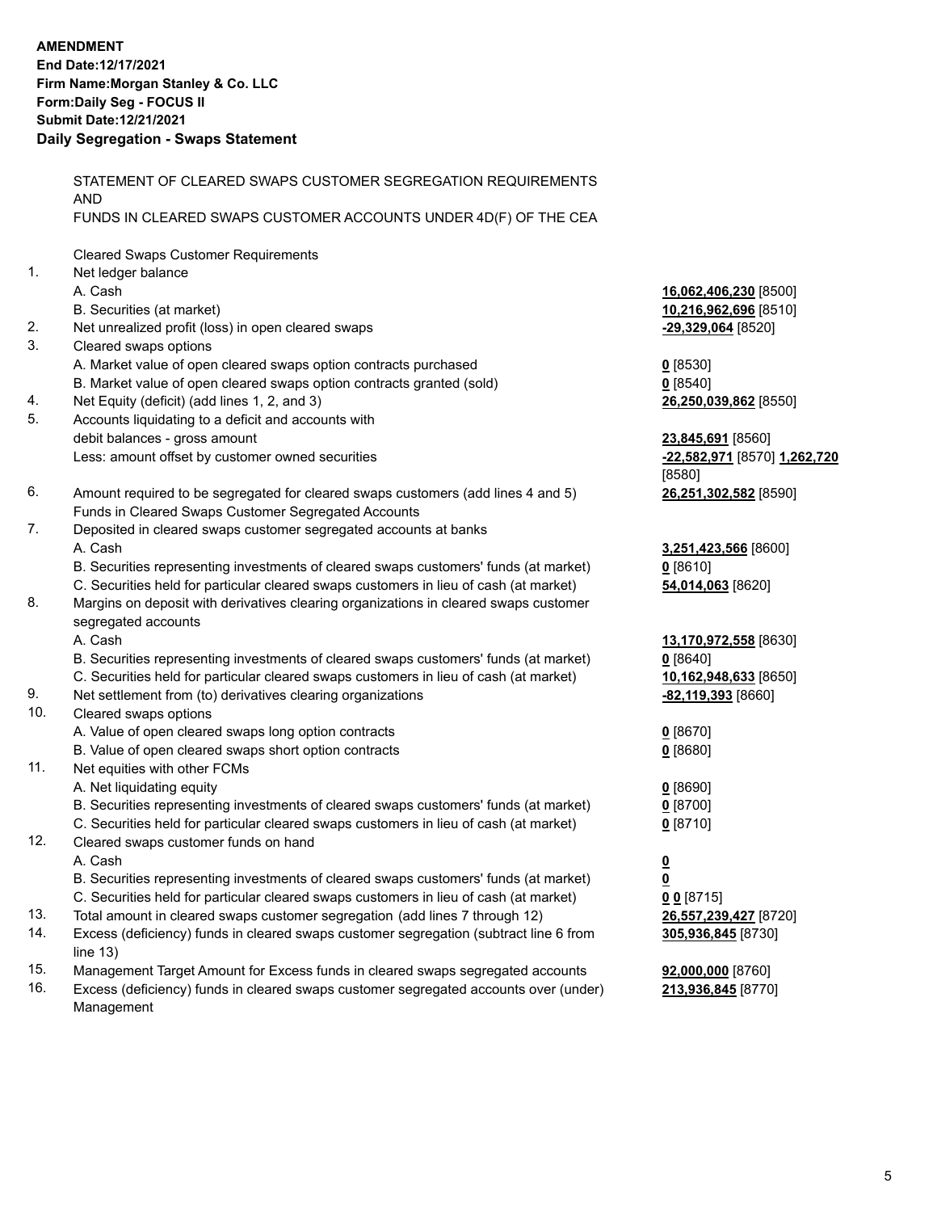**AMENDMENT**
**End Date:12/17/2021**
**Firm Name:Morgan Stanley & Co. LLC**
**Form:Daily Seg - FOCUS II**
**Submit Date:12/21/2021**
**Daily Segregation - Swaps Statement**

STATEMENT OF CLEARED SWAPS CUSTOMER SEGREGATION REQUIREMENTS AND FUNDS IN CLEARED SWAPS CUSTOMER ACCOUNTS UNDER 4D(F) OF THE CEA

| | | |
|---|---|---|
| | Cleared Swaps Customer Requirements | |
| 1. | Net ledger balance | |
| | A. Cash | **16,062,406,230** [8500] |
| | B. Securities (at market) | **10,216,962,696** [8510] |
| 2. | Net unrealized profit (loss) in open cleared swaps | **-29,329,064** [8520] |
| 3. | Cleared swaps options | |
| | A. Market value of open cleared swaps option contracts purchased | **0** [8530] |
| | B. Market value of open cleared swaps option contracts granted (sold) | **0** [8540] |
| 4. | Net Equity (deficit) (add lines 1, 2, and 3) | **26,250,039,862** [8550] |
| 5. | Accounts liquidating to a deficit and accounts with debit balances - gross amount | **23,845,691** [8560] |
| | Less: amount offset by customer owned securities | **-22,582,971** [8570] **1,262,720** [8580] |
| 6. | Amount required to be segregated for cleared swaps customers (add lines 4 and 5) | **26,251,302,582** [8590] |
| | Funds in Cleared Swaps Customer Segregated Accounts | |
| 7. | Deposited in cleared swaps customer segregated accounts at banks | |
| | A. Cash | **3,251,423,566** [8600] |
| | B. Securities representing investments of cleared swaps customers' funds (at market) | **0** [8610] |
| | C. Securities held for particular cleared swaps customers in lieu of cash (at market) | **54,014,063** [8620] |
| 8. | Margins on deposit with derivatives clearing organizations in cleared swaps customer segregated accounts | |
| | A. Cash | **13,170,972,558** [8630] |
| | B. Securities representing investments of cleared swaps customers' funds (at market) | **0** [8640] |
| | C. Securities held for particular cleared swaps customers in lieu of cash (at market) | **10,162,948,633** [8650] |
| 9. | Net settlement from (to) derivatives clearing organizations | **-82,119,393** [8660] |
| 10. | Cleared swaps options | |
| | A. Value of open cleared swaps long option contracts | **0** [8670] |
| | B. Value of open cleared swaps short option contracts | **0** [8680] |
| 11. | Net equities with other FCMs | |
| | A. Net liquidating equity | **0** [8690] |
| | B. Securities representing investments of cleared swaps customers' funds (at market) | **0** [8700] |
| | C. Securities held for particular cleared swaps customers in lieu of cash (at market) | **0** [8710] |
| 12. | Cleared swaps customer funds on hand | |
| | A. Cash | **0** |
| | B. Securities representing investments of cleared swaps customers' funds (at market) | **0** |
| | C. Securities held for particular cleared swaps customers in lieu of cash (at market) | **0** **0** [8715] |
| 13. | Total amount in cleared swaps customer segregation (add lines 7 through 12) | **26,557,239,427** [8720] |
| 14. | Excess (deficiency) funds in cleared swaps customer segregation (subtract line 6 from line 13) | **305,936,845** [8730] |
| 15. | Management Target Amount for Excess funds in cleared swaps segregated accounts | **92,000,000** [8760] |
| 16. | Excess (deficiency) funds in cleared swaps customer segregated accounts over (under) Management | **213,936,845** [8770] |